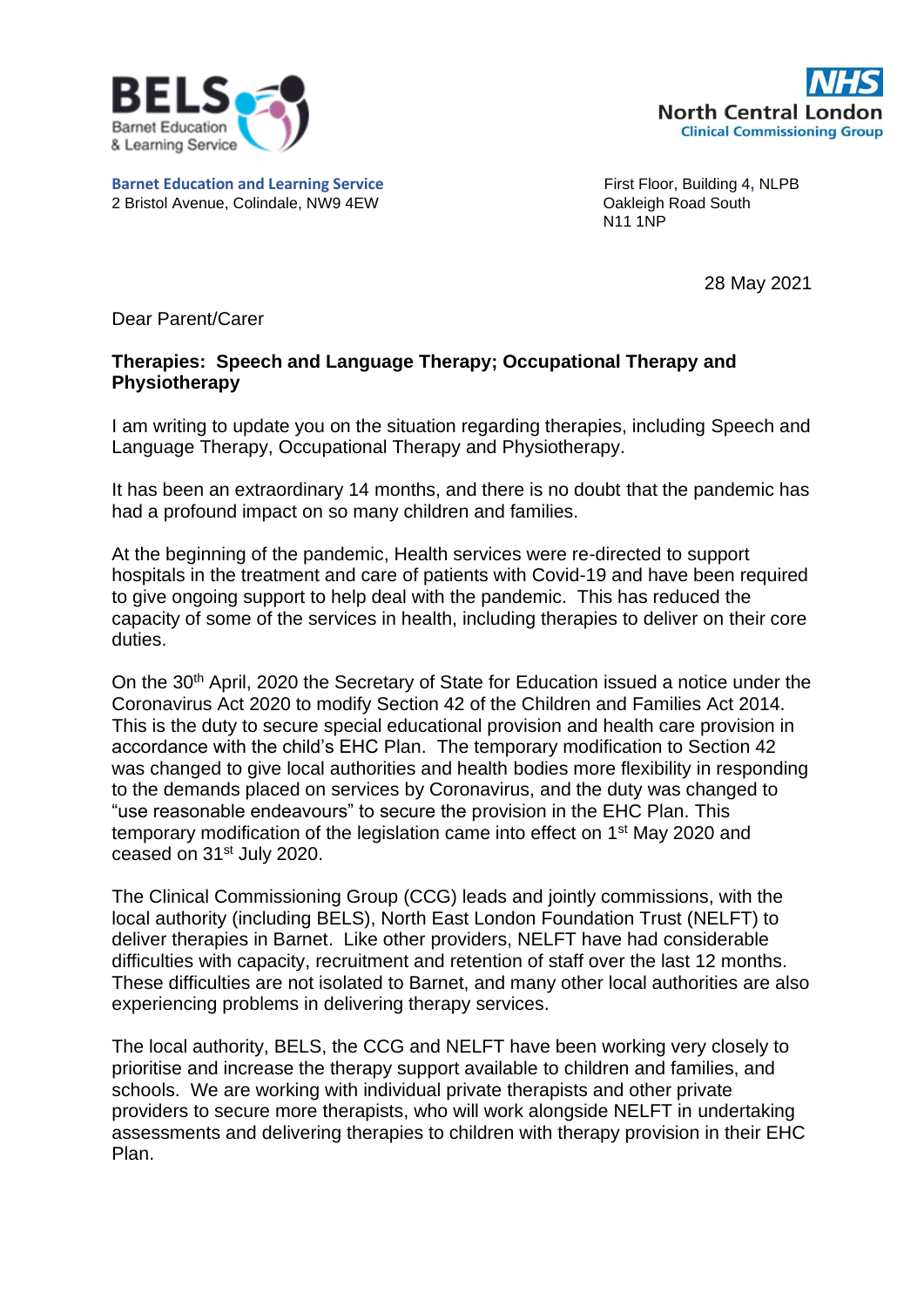BELS Barnet Education & Learning Service

NHS North Central London Clinical Commissioning Group

**Barnet Education and Learning Service**
2 Bristol Avenue, Colindale, NW9 4EW

First Floor, Building 4, NLPB
Oakleigh Road South
N11 1NP

28 May 2021

Dear Parent/Carer

**Therapies: Speech and Language Therapy; Occupational Therapy and Physiotherapy**

I am writing to update you on the situation regarding therapies, including Speech and Language Therapy, Occupational Therapy and Physiotherapy.

It has been an extraordinary 14 months, and there is no doubt that the pandemic has had a profound impact on so many children and families.

At the beginning of the pandemic, Health services were re-directed to support hospitals in the treatment and care of patients with Covid-19 and have been required to give ongoing support to help deal with the pandemic. This has reduced the capacity of some of the services in health, including therapies to deliver on their core duties.

On the 30th April, 2020 the Secretary of State for Education issued a notice under the Coronavirus Act 2020 to modify Section 42 of the Children and Families Act 2014. This is the duty to secure special educational provision and health care provision in accordance with the child's EHC Plan. The temporary modification to Section 42 was changed to give local authorities and health bodies more flexibility in responding to the demands placed on services by Coronavirus, and the duty was changed to "use reasonable endeavours" to secure the provision in the EHC Plan. This temporary modification of the legislation came into effect on 1st May 2020 and ceased on 31st July 2020.

The Clinical Commissioning Group (CCG) leads and jointly commissions, with the local authority (including BELS), North East London Foundation Trust (NELFT) to deliver therapies in Barnet. Like other providers, NELFT have had considerable difficulties with capacity, recruitment and retention of staff over the last 12 months. These difficulties are not isolated to Barnet, and many other local authorities are also experiencing problems in delivering therapy services.

The local authority, BELS, the CCG and NELFT have been working very closely to prioritise and increase the therapy support available to children and families, and schools. We are working with individual private therapists and other private providers to secure more therapists, who will work alongside NELFT in undertaking assessments and delivering therapies to children with therapy provision in their EHC Plan.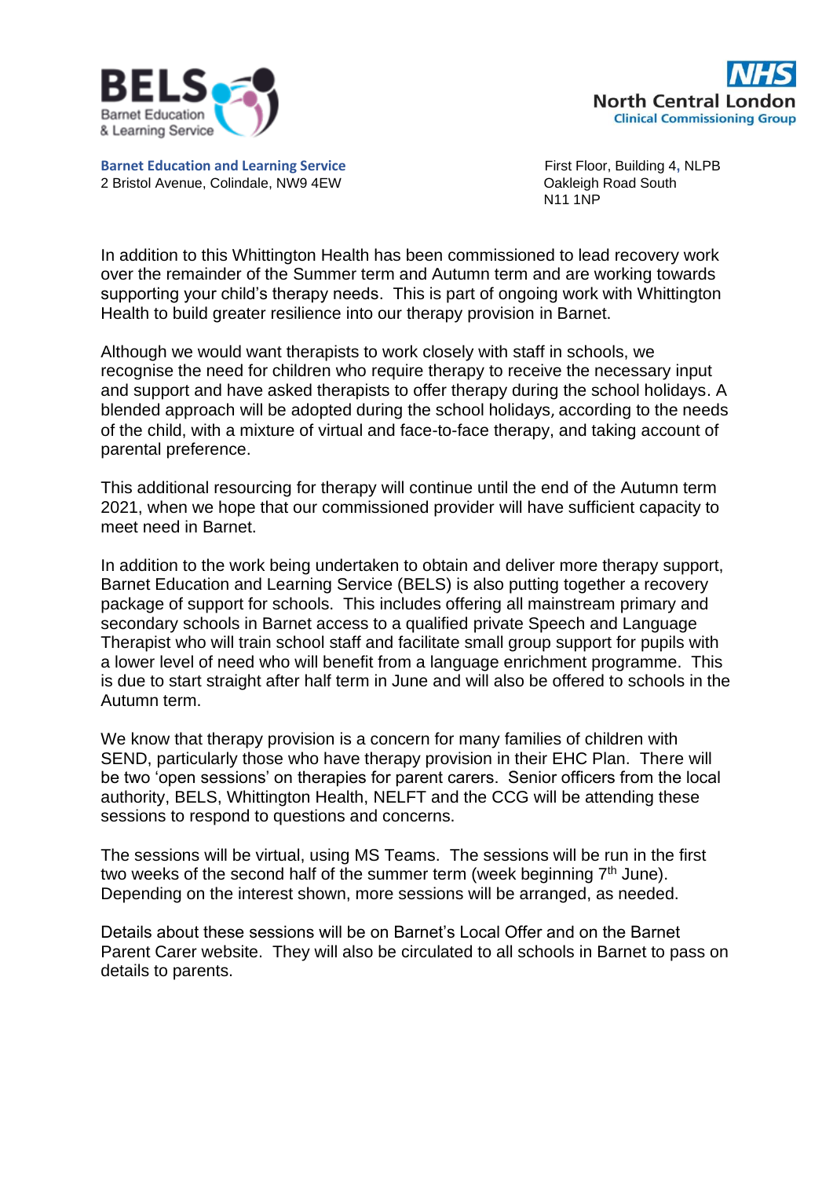**Barnet Education and Learning Service**
2 Bristol Avenue, Colindale, NW9 4EW

First Floor, Building 4, NLPB
Oakleigh Road South
N11 1NP

In addition to this Whittington Health has been commissioned to lead recovery work over the remainder of the Summer term and Autumn term and are working towards supporting your child's therapy needs. This is part of ongoing work with Whittington Health to build greater resilience into our therapy provision in Barnet.

Although we would want therapists to work closely with staff in schools, we recognise the need for children who require therapy to receive the necessary input and support and have asked therapists to offer therapy during the school holidays. A blended approach will be adopted during the school holidays, according to the needs of the child, with a mixture of virtual and face-to-face therapy, and taking account of parental preference.

This additional resourcing for therapy will continue until the end of the Autumn term 2021, when we hope that our commissioned provider will have sufficient capacity to meet need in Barnet.

In addition to the work being undertaken to obtain and deliver more therapy support, Barnet Education and Learning Service (BELS) is also putting together a recovery package of support for schools. This includes offering all mainstream primary and secondary schools in Barnet access to a qualified private Speech and Language Therapist who will train school staff and facilitate small group support for pupils with a lower level of need who will benefit from a language enrichment programme. This is due to start straight after half term in June and will also be offered to schools in the Autumn term.

We know that therapy provision is a concern for many families of children with SEND, particularly those who have therapy provision in their EHC Plan. There will be two 'open sessions' on therapies for parent carers. Senior officers from the local authority, BELS, Whittington Health, NELFT and the CCG will be attending these sessions to respond to questions and concerns.

The sessions will be virtual, using MS Teams. The sessions will be run in the first two weeks of the second half of the summer term (week beginning 7th June). Depending on the interest shown, more sessions will be arranged, as needed.

Details about these sessions will be on Barnet's Local Offer and on the Barnet Parent Carer website. They will also be circulated to all schools in Barnet to pass on details to parents.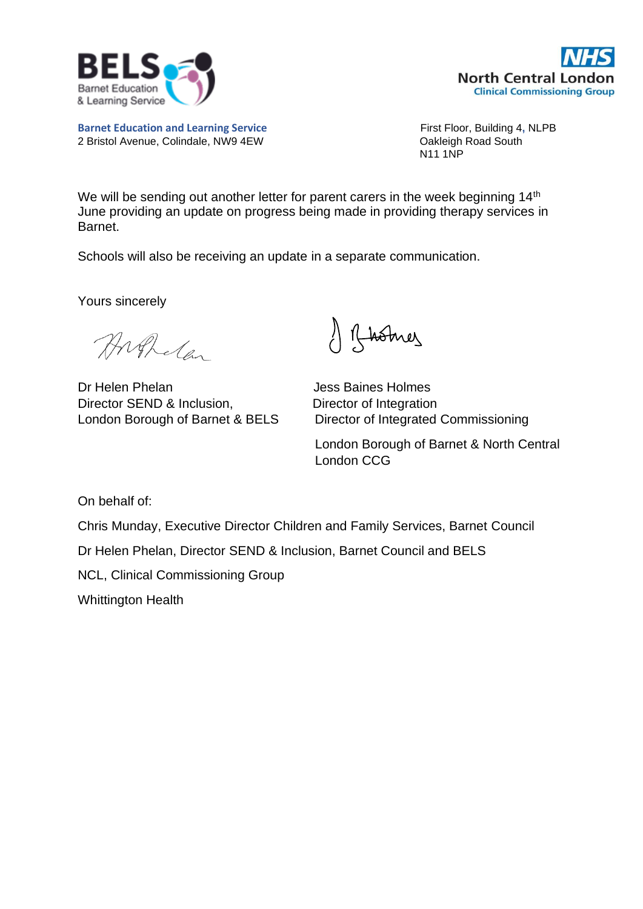Barnet Education and Learning Service
2 Bristol Avenue, Colindale, NW9 4EW

First Floor, Building 4, NLPB
Oakleigh Road South
N11 1NP

We will be sending out another letter for parent carers in the week beginning 14th June providing an update on progress being made in providing therapy services in Barnet.

Schools will also be receiving an update in a separate communication.

Yours sincerely

Dr Helen Phelan
Director SEND & Inclusion,
London Borough of Barnet & BELS

Jess Baines Holmes
Director of Integration
Director of Integrated Commissioning

London Borough of Barnet & North Central London CCG

On behalf of:

Chris Munday, Executive Director Children and Family Services, Barnet Council

Dr Helen Phelan, Director SEND & Inclusion, Barnet Council and BELS

NCL, Clinical Commissioning Group

Whittington Health